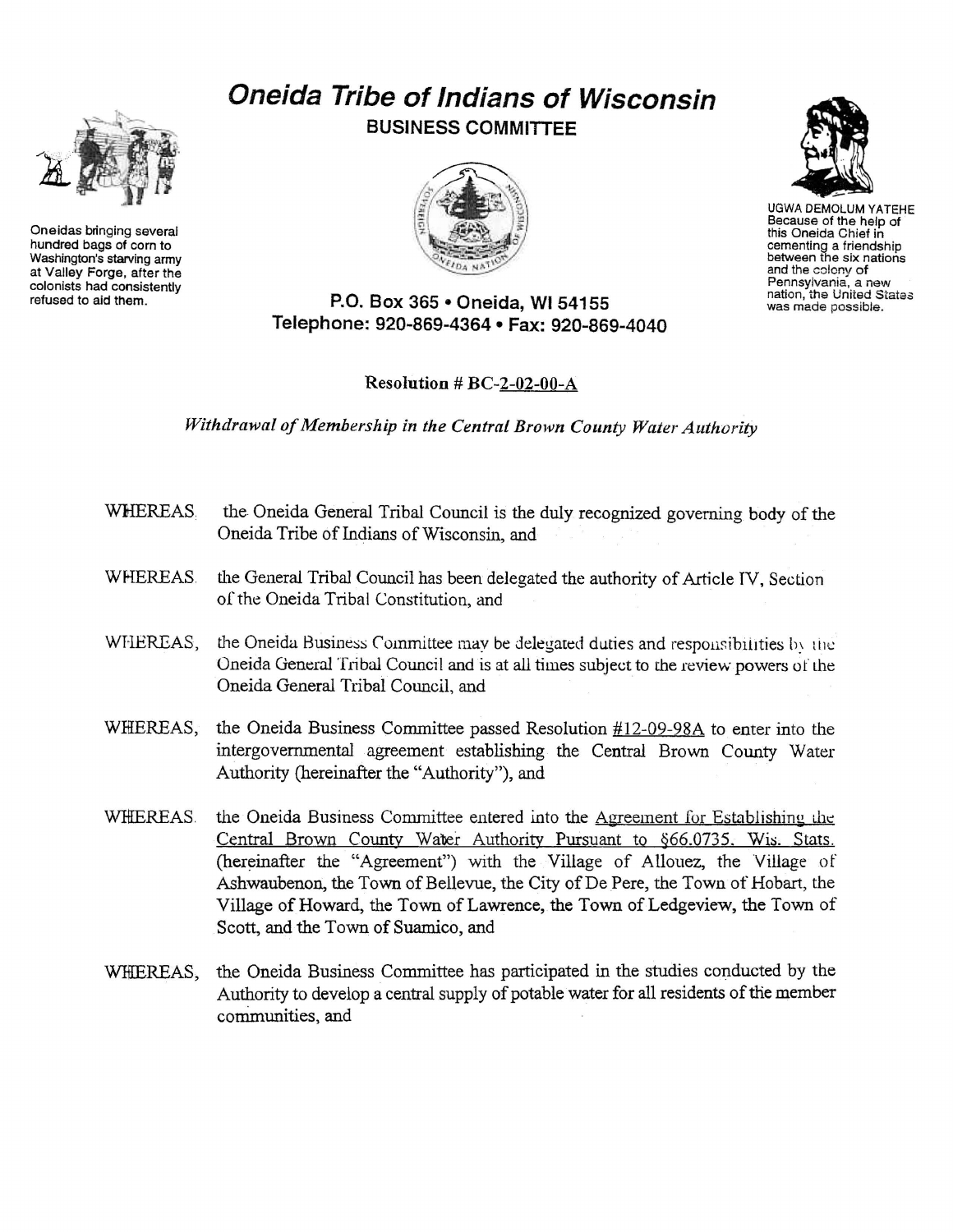# Oneida Tribe of Indians of Wisconsin

## BUSINESS COMMITTEE

Oneidas bringing several hundred bags of corn to Washington's starving army at Valley Forge, after the colonists had consistently refused to aid them.

UGWA DEMOLUM YATEHE Because of the help of this Oneida Chief in cementing a friendship between the six nations and the colony of Pennsylvania, a new nation, the United States was made possible.

P.O. Box 365 • Oneida, WI 54155
Telephone: 920-869-4364 • Fax: 920-869-4040

**Resolution # BC-2-02-00-A**

*Withdrawal of Membership in the Central Brown County Water Authority*

WHEREAS, the Oneida General Tribal Council is the duly recognized governing body of the Oneida Tribe of Indians of Wisconsin, and

WHEREAS, the General Tribal Council has been delegated the authority of Article IV, Section of the Oneida Tribal Constitution, and

WHEREAS, the Oneida Business Committee may be delegated duties and responsibilities by the Oneida General Tribal Council and is at all times subject to the review powers of the Oneida General Tribal Council, and

WHEREAS, the Oneida Business Committee passed Resolution #12-09-98A to enter into the intergovernmental agreement establishing the Central Brown County Water Authority (hereinafter the "Authority"), and

WHEREAS, the Oneida Business Committee entered into the Agreement for Establishing the Central Brown County Water Authority Pursuant to §66.0735, Wis. Stats. (hereinafter the "Agreement") with the Village of Allouez, the Village of Ashwaubenon, the Town of Bellevue, the City of De Pere, the Town of Hobart, the Village of Howard, the Town of Lawrence, the Town of Ledgeview, the Town of Scott, and the Town of Suamico, and

WHEREAS, the Oneida Business Committee has participated in the studies conducted by the Authority to develop a central supply of potable water for all residents of the member communities, and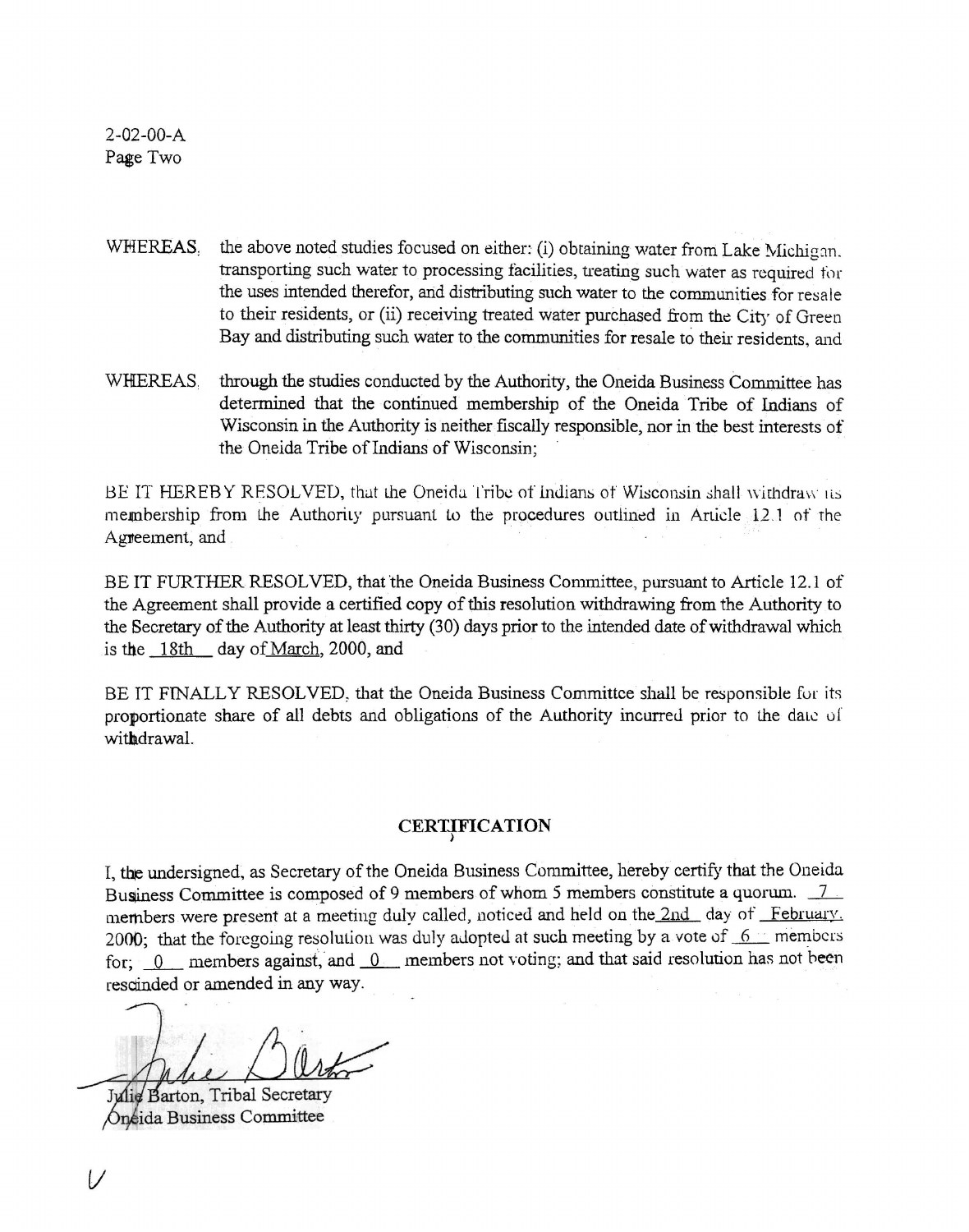2-02-00-A
Page Two

WHEREAS, the above noted studies focused on either: (i) obtaining water from Lake Michigan, transporting such water to processing facilities, treating such water as required for the uses intended therefor, and distributing such water to the communities for resale to their residents, or (ii) receiving treated water purchased from the City of Green Bay and distributing such water to the communities for resale to their residents, and

WHEREAS, through the studies conducted by the Authority, the Oneida Business Committee has determined that the continued membership of the Oneida Tribe of Indians of Wisconsin in the Authority is neither fiscally responsible, nor in the best interests of the Oneida Tribe of Indians of Wisconsin;

BE IT HEREBY RESOLVED, that the Oneida Tribe of Indians of Wisconsin shall withdraw its membership from the Authority pursuant to the procedures outlined in Article 12.1 of the Agreement, and

BE IT FURTHER RESOLVED, that the Oneida Business Committee, pursuant to Article 12.1 of the Agreement shall provide a certified copy of this resolution withdrawing from the Authority to the Secretary of the Authority at least thirty (30) days prior to the intended date of withdrawal which is the 18th day of March, 2000, and

BE IT FINALLY RESOLVED, that the Oneida Business Committee shall be responsible for its proportionate share of all debts and obligations of the Authority incurred prior to the date of withdrawal.

## CERTIFICATION

I, the undersigned, as Secretary of the Oneida Business Committee, hereby certify that the Oneida Business Committee is composed of 9 members of whom 5 members constitute a quorum. 7 members were present at a meeting duly called, noticed and held on the 2nd day of February, 2000; that the foregoing resolution was duly adopted at such meeting by a vote of 6 members for; 0 members against, and 0 members not voting; and that said resolution has not been rescinded or amended in any way.

Julie Barton, Tribal Secretary
Oneida Business Committee